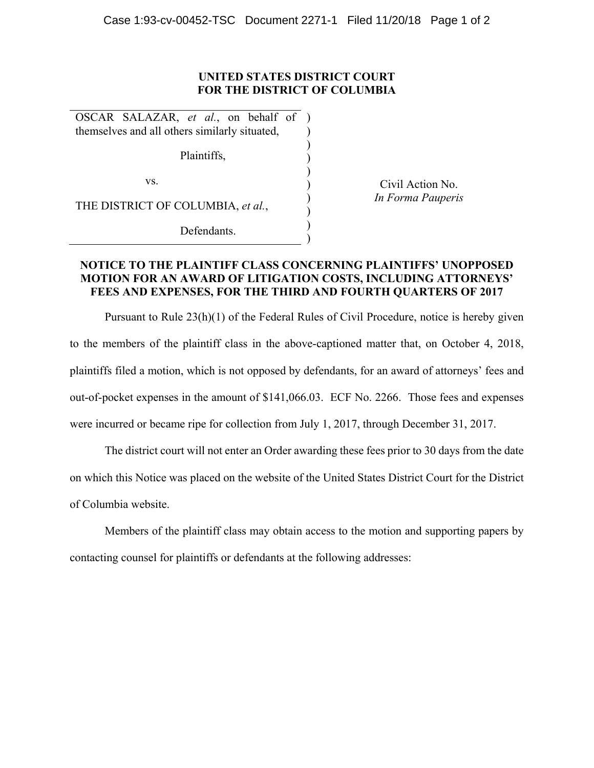**UNITED STATES DISTRICT COURT**
**FOR THE DISTRICT OF COLUMBIA**

| | | |
|---|---|---|
| OSCAR SALAZAR, *et al.*, on behalf of themselves and all others similarly situated, | ) | |
| Plaintiffs, | ) | |
| vs. | ) | Civil Action No. *In Forma Pauperis* |
| THE DISTRICT OF COLUMBIA, *et al.*, | ) | |
| Defendants. | ) | |

**NOTICE TO THE PLAINTIFF CLASS CONCERNING PLAINTIFFS' UNOPPOSED MOTION FOR AN AWARD OF LITIGATION COSTS, INCLUDING ATTORNEYS' FEES AND EXPENSES, FOR THE THIRD AND FOURTH QUARTERS OF 2017**

Pursuant to Rule 23(h)(1) of the Federal Rules of Civil Procedure, notice is hereby given to the members of the plaintiff class in the above-captioned matter that, on October 4, 2018, plaintiffs filed a motion, which is not opposed by defendants, for an award of attorneys' fees and out-of-pocket expenses in the amount of $141,066.03. ECF No. 2266. Those fees and expenses were incurred or became ripe for collection from July 1, 2017, through December 31, 2017.

The district court will not enter an Order awarding these fees prior to 30 days from the date on which this Notice was placed on the website of the United States District Court for the District of Columbia website.

Members of the plaintiff class may obtain access to the motion and supporting papers by contacting counsel for plaintiffs or defendants at the following addresses: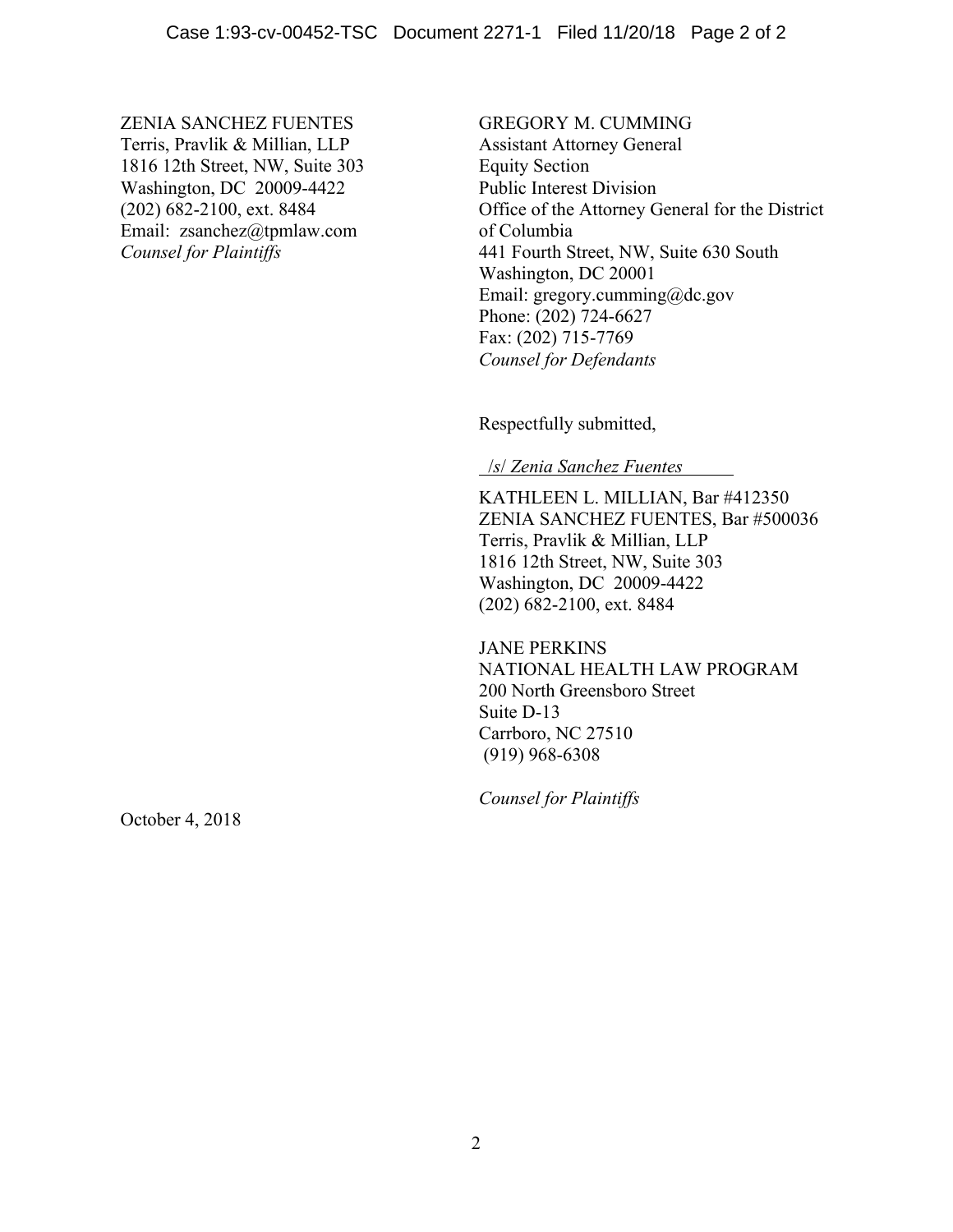ZENIA SANCHEZ FUENTES
Terris, Pravlik & Millian, LLP
1816 12th Street, NW, Suite 303
Washington, DC 20009-4422
(202) 682-2100, ext. 8484
Email: zsanchez@tpmlaw.com
*Counsel for Plaintiffs*

GREGORY M. CUMMING
Assistant Attorney General
Equity Section
Public Interest Division
Office of the Attorney General for the District of Columbia
441 Fourth Street, NW, Suite 630 South
Washington, DC 20001
Email: gregory.cumming@dc.gov
Phone: (202) 724-6627
Fax: (202) 715-7769
*Counsel for Defendants*

Respectfully submitted,

/s/ *Zenia Sanchez Fuentes*

KATHLEEN L. MILLIAN, Bar #412350
ZENIA SANCHEZ FUENTES, Bar #500036
Terris, Pravlik & Millian, LLP
1816 12th Street, NW, Suite 303
Washington, DC 20009-4422
(202) 682-2100, ext. 8484

JANE PERKINS
NATIONAL HEALTH LAW PROGRAM
200 North Greensboro Street
Suite D-13
Carrboro, NC 27510
(919) 968-6308

*Counsel for Plaintiffs*

October 4, 2018